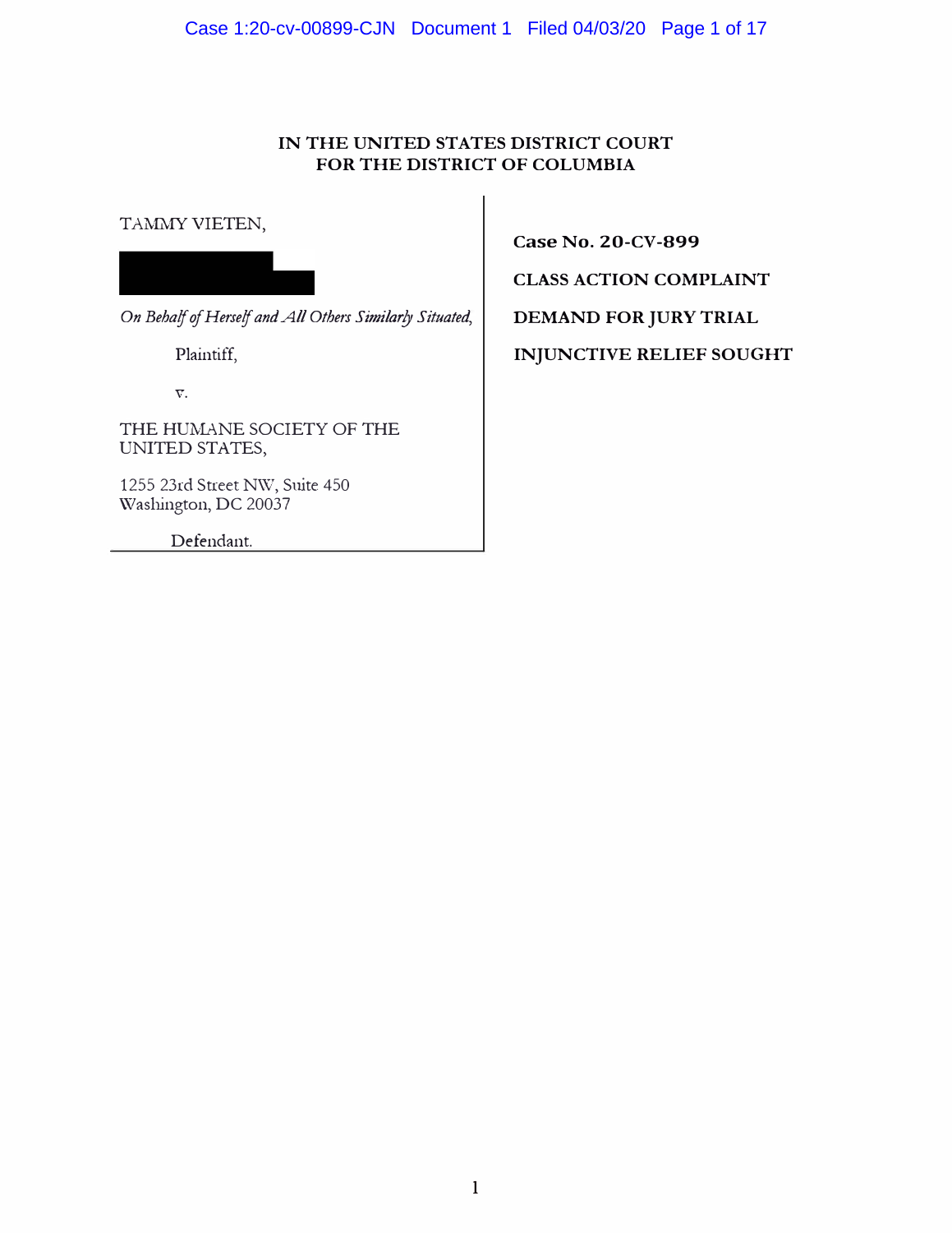**IN THE UNITED STATES DISTRICT COURT**
**FOR THE DISTRICT OF COLUMBIA**

TAMMY VIETEN,

*On Behalf of Herself and All Others Similarly Situated,*

Plaintiff,

v.

THE HUMANE SOCIETY OF THE UNITED STATES,

1255 23rd Street NW, Suite 450
Washington, DC 20037

Defendant.

**Case No. 20-CV-899**

**CLASS ACTION COMPLAINT**

**DEMAND FOR JURY TRIAL**

**INJUNCTIVE RELIEF SOUGHT**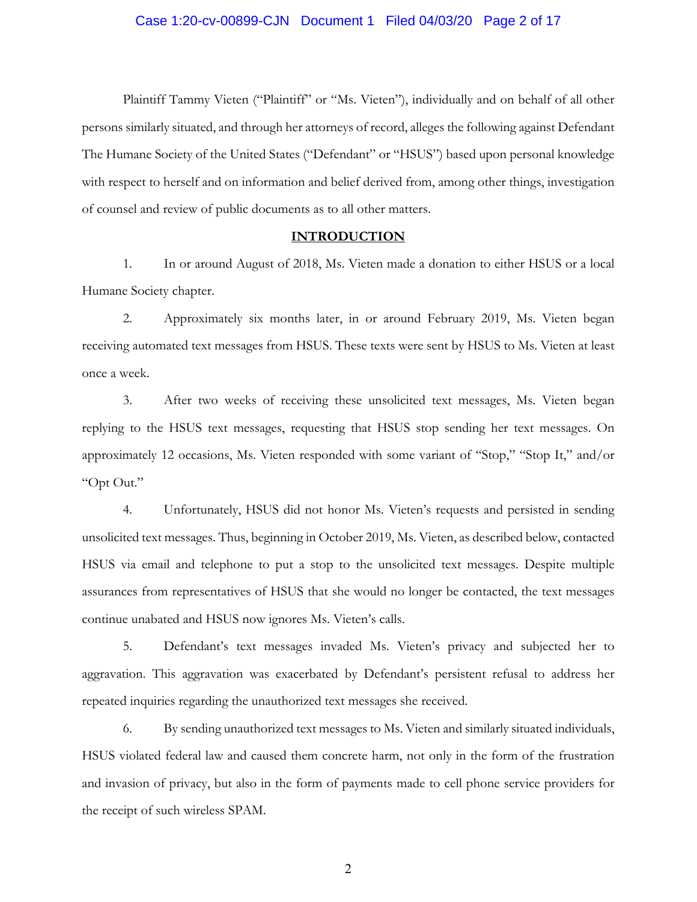Plaintiff Tammy Vieten ("Plaintiff" or "Ms. Vieten"), individually and on behalf of all other persons similarly situated, and through her attorneys of record, alleges the following against Defendant The Humane Society of the United States ("Defendant" or "HSUS") based upon personal knowledge with respect to herself and on information and belief derived from, among other things, investigation of counsel and review of public documents as to all other matters.

## INTRODUCTION

1. In or around August of 2018, Ms. Vieten made a donation to either HSUS or a local Humane Society chapter.

2. Approximately six months later, in or around February 2019, Ms. Vieten began receiving automated text messages from HSUS. These texts were sent by HSUS to Ms. Vieten at least once a week.

3. After two weeks of receiving these unsolicited text messages, Ms. Vieten began replying to the HSUS text messages, requesting that HSUS stop sending her text messages. On approximately 12 occasions, Ms. Vieten responded with some variant of "Stop," "Stop It," and/or "Opt Out."

4. Unfortunately, HSUS did not honor Ms. Vieten's requests and persisted in sending unsolicited text messages. Thus, beginning in October 2019, Ms. Vieten, as described below, contacted HSUS via email and telephone to put a stop to the unsolicited text messages. Despite multiple assurances from representatives of HSUS that she would no longer be contacted, the text messages continue unabated and HSUS now ignores Ms. Vieten's calls.

5. Defendant's text messages invaded Ms. Vieten's privacy and subjected her to aggravation. This aggravation was exacerbated by Defendant's persistent refusal to address her repeated inquiries regarding the unauthorized text messages she received.

6. By sending unauthorized text messages to Ms. Vieten and similarly situated individuals, HSUS violated federal law and caused them concrete harm, not only in the form of the frustration and invasion of privacy, but also in the form of payments made to cell phone service providers for the receipt of such wireless SPAM.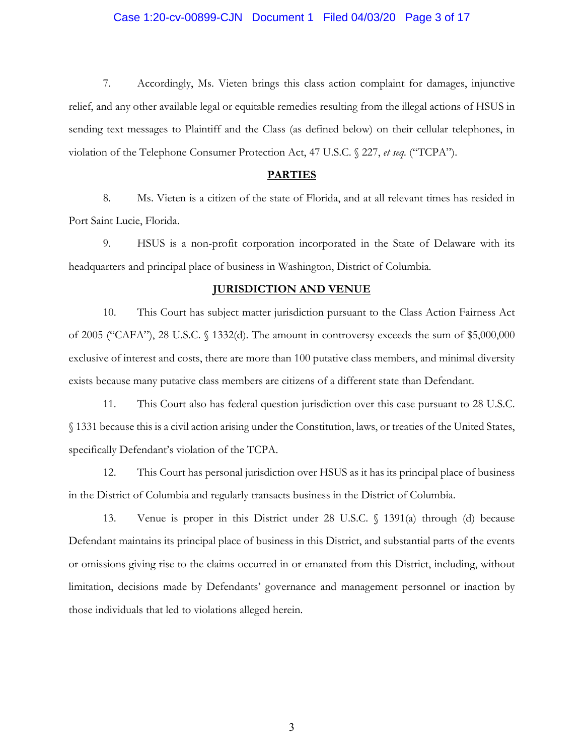7. Accordingly, Ms. Vieten brings this class action complaint for damages, injunctive relief, and any other available legal or equitable remedies resulting from the illegal actions of HSUS in sending text messages to Plaintiff and the Class (as defined below) on their cellular telephones, in violation of the Telephone Consumer Protection Act, 47 U.S.C. § 227, *et seq.* ("TCPA").

## PARTIES

8. Ms. Vieten is a citizen of the state of Florida, and at all relevant times has resided in Port Saint Lucie, Florida.

9. HSUS is a non-profit corporation incorporated in the State of Delaware with its headquarters and principal place of business in Washington, District of Columbia.

## JURISDICTION AND VENUE

10. This Court has subject matter jurisdiction pursuant to the Class Action Fairness Act of 2005 ("CAFA"), 28 U.S.C. § 1332(d). The amount in controversy exceeds the sum of $5,000,000 exclusive of interest and costs, there are more than 100 putative class members, and minimal diversity exists because many putative class members are citizens of a different state than Defendant.

11. This Court also has federal question jurisdiction over this case pursuant to 28 U.S.C. § 1331 because this is a civil action arising under the Constitution, laws, or treaties of the United States, specifically Defendant's violation of the TCPA.

12. This Court has personal jurisdiction over HSUS as it has its principal place of business in the District of Columbia and regularly transacts business in the District of Columbia.

13. Venue is proper in this District under 28 U.S.C. § 1391(a) through (d) because Defendant maintains its principal place of business in this District, and substantial parts of the events or omissions giving rise to the claims occurred in or emanated from this District, including, without limitation, decisions made by Defendants' governance and management personnel or inaction by those individuals that led to violations alleged herein.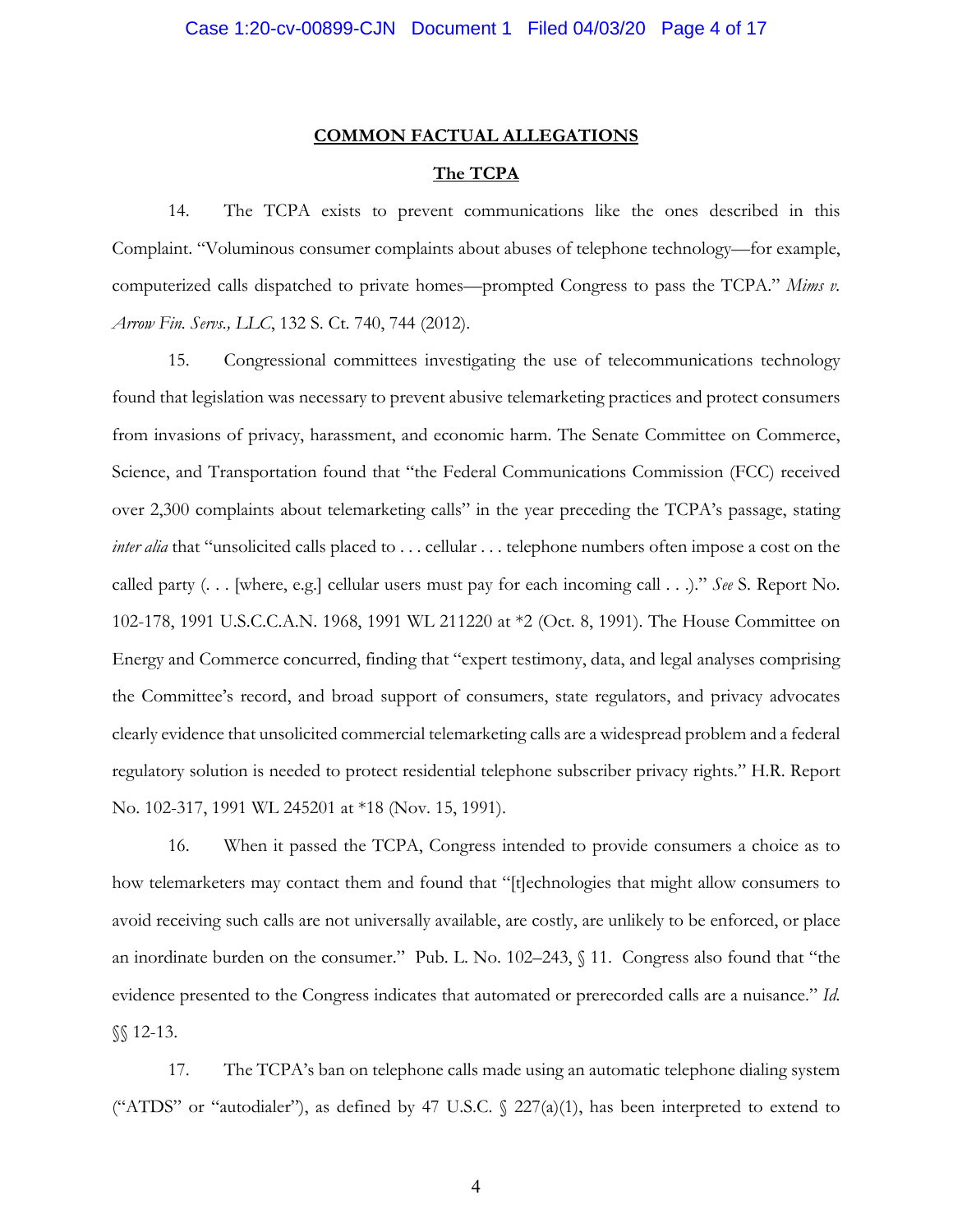## COMMON FACTUAL ALLEGATIONS

### The TCPA

14. The TCPA exists to prevent communications like the ones described in this Complaint. "Voluminous consumer complaints about abuses of telephone technology—for example, computerized calls dispatched to private homes—prompted Congress to pass the TCPA." *Mims v. Arrow Fin. Servs., LLC*, 132 S. Ct. 740, 744 (2012).

15. Congressional committees investigating the use of telecommunications technology found that legislation was necessary to prevent abusive telemarketing practices and protect consumers from invasions of privacy, harassment, and economic harm. The Senate Committee on Commerce, Science, and Transportation found that "the Federal Communications Commission (FCC) received over 2,300 complaints about telemarketing calls" in the year preceding the TCPA's passage, stating *inter alia* that "unsolicited calls placed to . . . cellular . . . telephone numbers often impose a cost on the called party (. . . [where, e.g.] cellular users must pay for each incoming call . . .)." *See* S. Report No. 102-178, 1991 U.S.C.C.A.N. 1968, 1991 WL 211220 at *2 (Oct. 8, 1991). The House Committee on Energy and Commerce concurred, finding that "expert testimony, data, and legal analyses comprising the Committee's record, and broad support of consumers, state regulators, and privacy advocates clearly evidence that unsolicited commercial telemarketing calls are a widespread problem and a federal regulatory solution is needed to protect residential telephone subscriber privacy rights." H.R. Report No. 102-317, 1991 WL 245201 at *18 (Nov. 15, 1991).

16. When it passed the TCPA, Congress intended to provide consumers a choice as to how telemarketers may contact them and found that "[t]echnologies that might allow consumers to avoid receiving such calls are not universally available, are costly, are unlikely to be enforced, or place an inordinate burden on the consumer." Pub. L. No. 102–243, § 11. Congress also found that "the evidence presented to the Congress indicates that automated or prerecorded calls are a nuisance." *Id.* §§ 12-13.

17. The TCPA's ban on telephone calls made using an automatic telephone dialing system ("ATDS" or "autodialer"), as defined by 47 U.S.C. § 227(a)(1), has been interpreted to extend to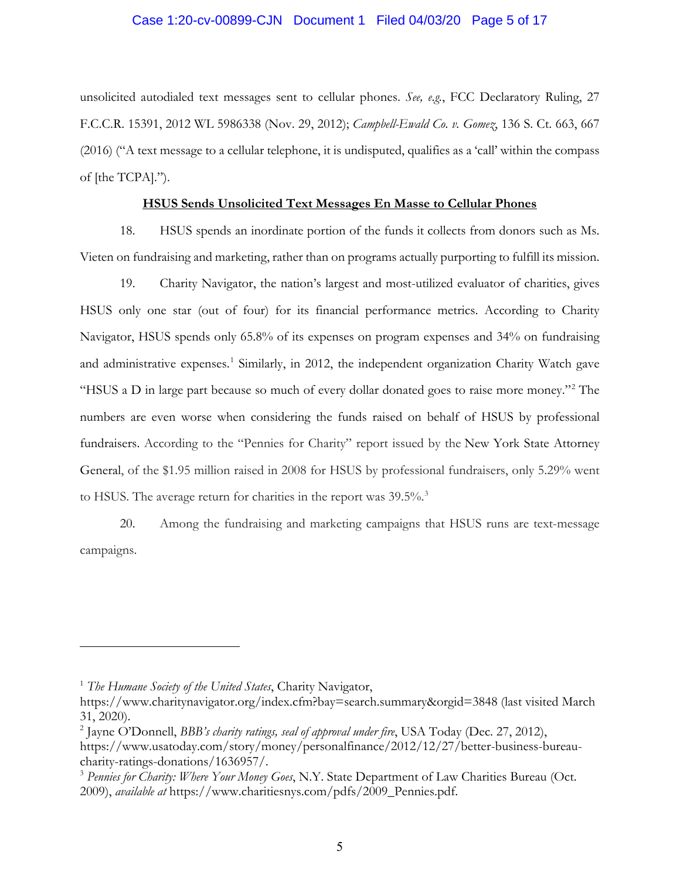unsolicited autodialed text messages sent to cellular phones. *See, e.g.*, FCC Declaratory Ruling, 27 F.C.C.R. 15391, 2012 WL 5986338 (Nov. 29, 2012); *Campbell-Ewald Co. v. Gomez*, 136 S. Ct. 663, 667 (2016) ("A text message to a cellular telephone, it is undisputed, qualifies as a 'call' within the compass of [the TCPA].").

**HSUS Sends Unsolicited Text Messages En Masse to Cellular Phones**

18. HSUS spends an inordinate portion of the funds it collects from donors such as Ms. Vieten on fundraising and marketing, rather than on programs actually purporting to fulfill its mission.

19. Charity Navigator, the nation's largest and most-utilized evaluator of charities, gives HSUS only one star (out of four) for its financial performance metrics. According to Charity Navigator, HSUS spends only 65.8% of its expenses on program expenses and 34% on fundraising and administrative expenses.[1] Similarly, in 2012, the independent organization Charity Watch gave "HSUS a D in large part because so much of every dollar donated goes to raise more money."[2] The numbers are even worse when considering the funds raised on behalf of HSUS by professional fundraisers. According to the "Pennies for Charity" report issued by the New York State Attorney General, of the $1.95 million raised in 2008 for HSUS by professional fundraisers, only 5.29% went to HSUS. The average return for charities in the report was 39.5%.[3]

20. Among the fundraising and marketing campaigns that HSUS runs are text-message campaigns.

---

[1] *The Humane Society of the United States*, Charity Navigator, https://www.charitynavigator.org/index.cfm?bay=search.summary&orgid=3848 (last visited March 31, 2020).

[2] Jayne O'Donnell, *BBB's charity ratings, seal of approval under fire*, USA Today (Dec. 27, 2012), https://www.usatoday.com/story/money/personalfinance/2012/12/27/better-business-bureau-charity-ratings-donations/1636957/.

[3] *Pennies for Charity: Where Your Money Goes*, N.Y. State Department of Law Charities Bureau (Oct. 2009), *available at* https://www.charitiesnys.com/pdfs/2009_Pennies.pdf.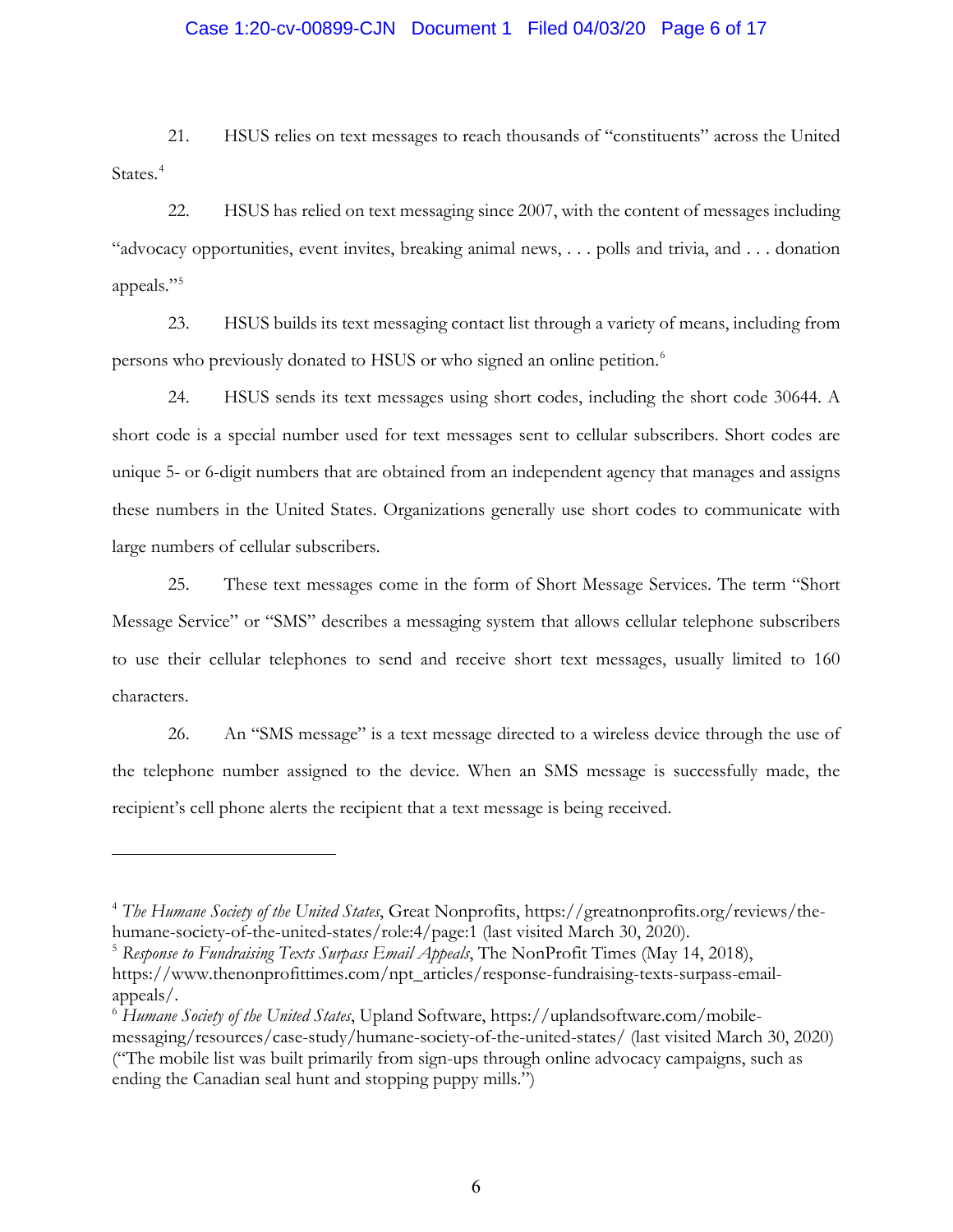21. HSUS relies on text messages to reach thousands of "constituents" across the United States.[4]

22. HSUS has relied on text messaging since 2007, with the content of messages including "advocacy opportunities, event invites, breaking animal news, . . . polls and trivia, and . . . donation appeals."[5]

23. HSUS builds its text messaging contact list through a variety of means, including from persons who previously donated to HSUS or who signed an online petition.[6]

24. HSUS sends its text messages using short codes, including the short code 30644. A short code is a special number used for text messages sent to cellular subscribers. Short codes are unique 5- or 6-digit numbers that are obtained from an independent agency that manages and assigns these numbers in the United States. Organizations generally use short codes to communicate with large numbers of cellular subscribers.

25. These text messages come in the form of Short Message Services. The term "Short Message Service" or "SMS" describes a messaging system that allows cellular telephone subscribers to use their cellular telephones to send and receive short text messages, usually limited to 160 characters.

26. An "SMS message" is a text message directed to a wireless device through the use of the telephone number assigned to the device. When an SMS message is successfully made, the recipient's cell phone alerts the recipient that a text message is being received.

---

[4] *The Humane Society of the United States*, Great Nonprofits, https://greatnonprofits.org/reviews/the-humane-society-of-the-united-states/role:4/page:1 (last visited March 30, 2020).

[5] *Response to Fundraising Texts Surpass Email Appeals*, The NonProfit Times (May 14, 2018), https://www.thenonprofittimes.com/npt_articles/response-fundraising-texts-surpass-email-appeals/.

[6] *Humane Society of the United States*, Upland Software, https://uplandsoftware.com/mobile-messaging/resources/case-study/humane-society-of-the-united-states/ (last visited March 30, 2020) ("The mobile list was built primarily from sign-ups through online advocacy campaigns, such as ending the Canadian seal hunt and stopping puppy mills.")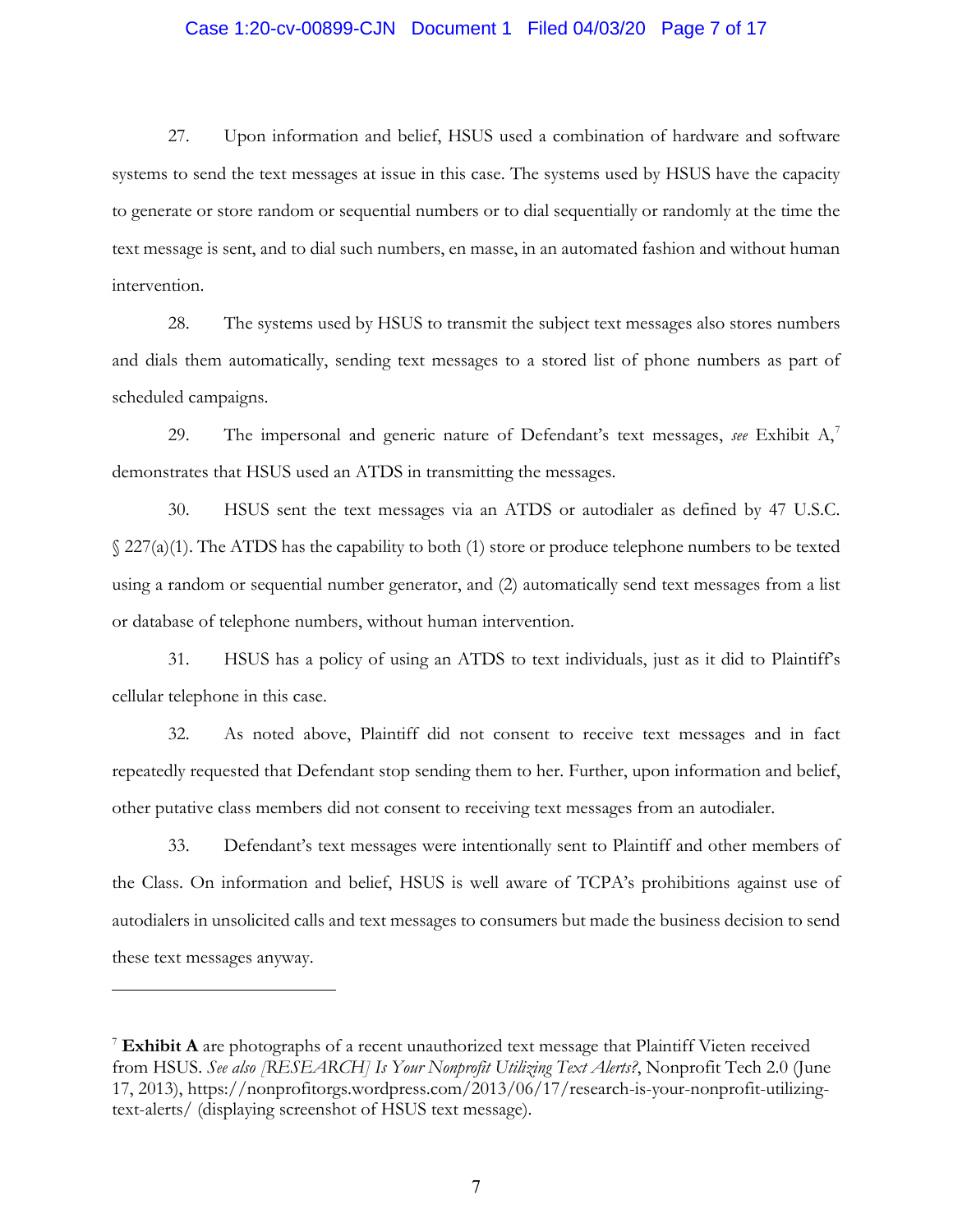27. Upon information and belief, HSUS used a combination of hardware and software systems to send the text messages at issue in this case. The systems used by HSUS have the capacity to generate or store random or sequential numbers or to dial sequentially or randomly at the time the text message is sent, and to dial such numbers, en masse, in an automated fashion and without human intervention.

28. The systems used by HSUS to transmit the subject text messages also stores numbers and dials them automatically, sending text messages to a stored list of phone numbers as part of scheduled campaigns.

29. The impersonal and generic nature of Defendant's text messages, *see* Exhibit A,[7] demonstrates that HSUS used an ATDS in transmitting the messages.

30. HSUS sent the text messages via an ATDS or autodialer as defined by 47 U.S.C. § 227(a)(1). The ATDS has the capability to both (1) store or produce telephone numbers to be texted using a random or sequential number generator, and (2) automatically send text messages from a list or database of telephone numbers, without human intervention.

31. HSUS has a policy of using an ATDS to text individuals, just as it did to Plaintiff's cellular telephone in this case.

32. As noted above, Plaintiff did not consent to receive text messages and in fact repeatedly requested that Defendant stop sending them to her. Further, upon information and belief, other putative class members did not consent to receiving text messages from an autodialer.

33. Defendant's text messages were intentionally sent to Plaintiff and other members of the Class. On information and belief, HSUS is well aware of TCPA's prohibitions against use of autodialers in unsolicited calls and text messages to consumers but made the business decision to send these text messages anyway.

---

[7] **Exhibit A** are photographs of a recent unauthorized text message that Plaintiff Vieten received from HSUS. *See also [RESEARCH] Is Your Nonprofit Utilizing Text Alerts?*, Nonprofit Tech 2.0 (June 17, 2013), https://nonprofitorgs.wordpress.com/2013/06/17/research-is-your-nonprofit-utilizing-text-alerts/ (displaying screenshot of HSUS text message).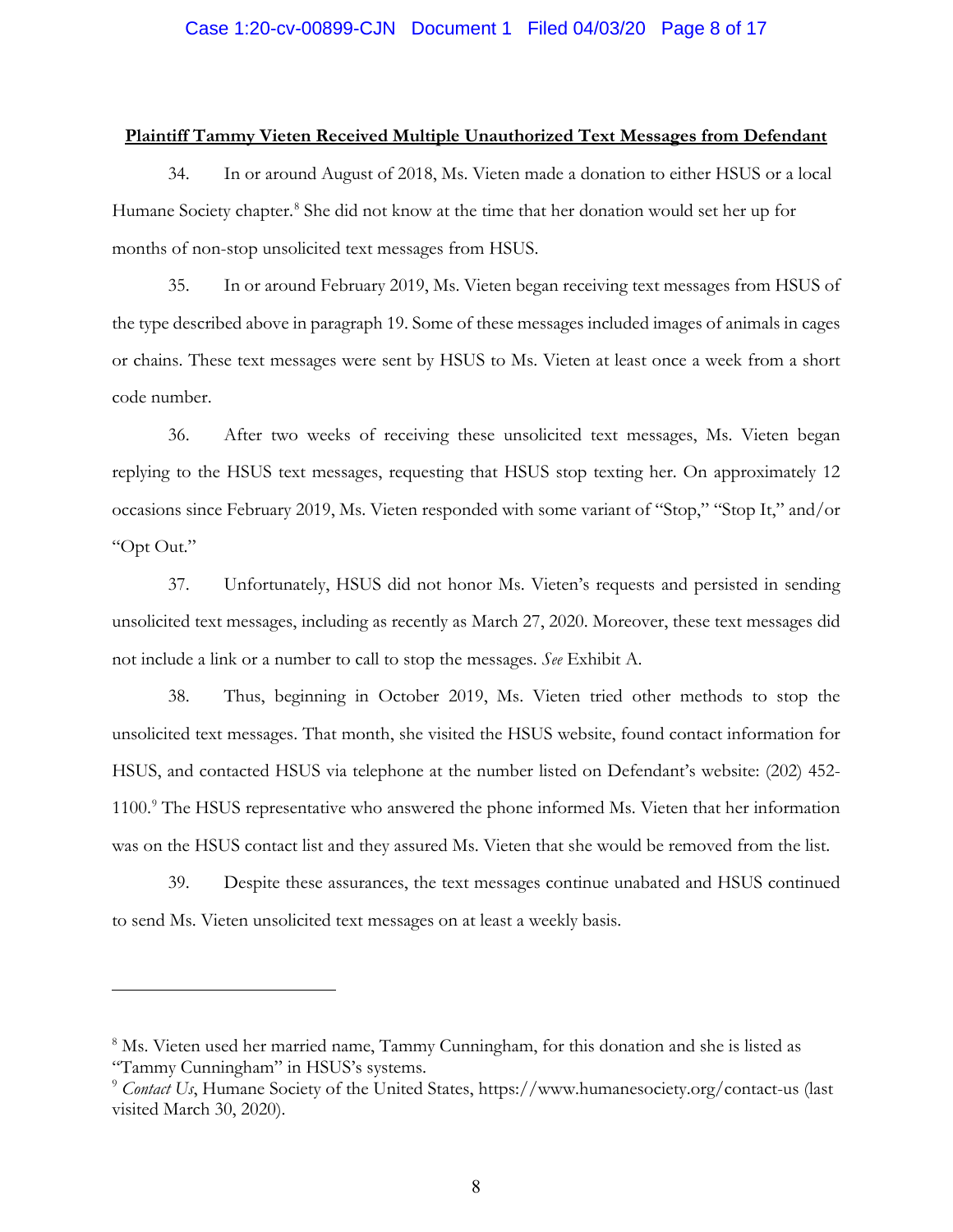**Plaintiff Tammy Vieten Received Multiple Unauthorized Text Messages from Defendant**

34. In or around August of 2018, Ms. Vieten made a donation to either HSUS or a local Humane Society chapter.[8] She did not know at the time that her donation would set her up for months of non-stop unsolicited text messages from HSUS.

35. In or around February 2019, Ms. Vieten began receiving text messages from HSUS of the type described above in paragraph 19. Some of these messages included images of animals in cages or chains. These text messages were sent by HSUS to Ms. Vieten at least once a week from a short code number.

36. After two weeks of receiving these unsolicited text messages, Ms. Vieten began replying to the HSUS text messages, requesting that HSUS stop texting her. On approximately 12 occasions since February 2019, Ms. Vieten responded with some variant of "Stop," "Stop It," and/or "Opt Out."

37. Unfortunately, HSUS did not honor Ms. Vieten's requests and persisted in sending unsolicited text messages, including as recently as March 27, 2020. Moreover, these text messages did not include a link or a number to call to stop the messages. *See* Exhibit A.

38. Thus, beginning in October 2019, Ms. Vieten tried other methods to stop the unsolicited text messages. That month, she visited the HSUS website, found contact information for HSUS, and contacted HSUS via telephone at the number listed on Defendant's website: (202) 452-1100.[9] The HSUS representative who answered the phone informed Ms. Vieten that her information was on the HSUS contact list and they assured Ms. Vieten that she would be removed from the list.

39. Despite these assurances, the text messages continue unabated and HSUS continued to send Ms. Vieten unsolicited text messages on at least a weekly basis.

---

[8] Ms. Vieten used her married name, Tammy Cunningham, for this donation and she is listed as "Tammy Cunningham" in HSUS's systems.

[9] *Contact Us*, Humane Society of the United States, https://www.humanesociety.org/contact-us (last visited March 30, 2020).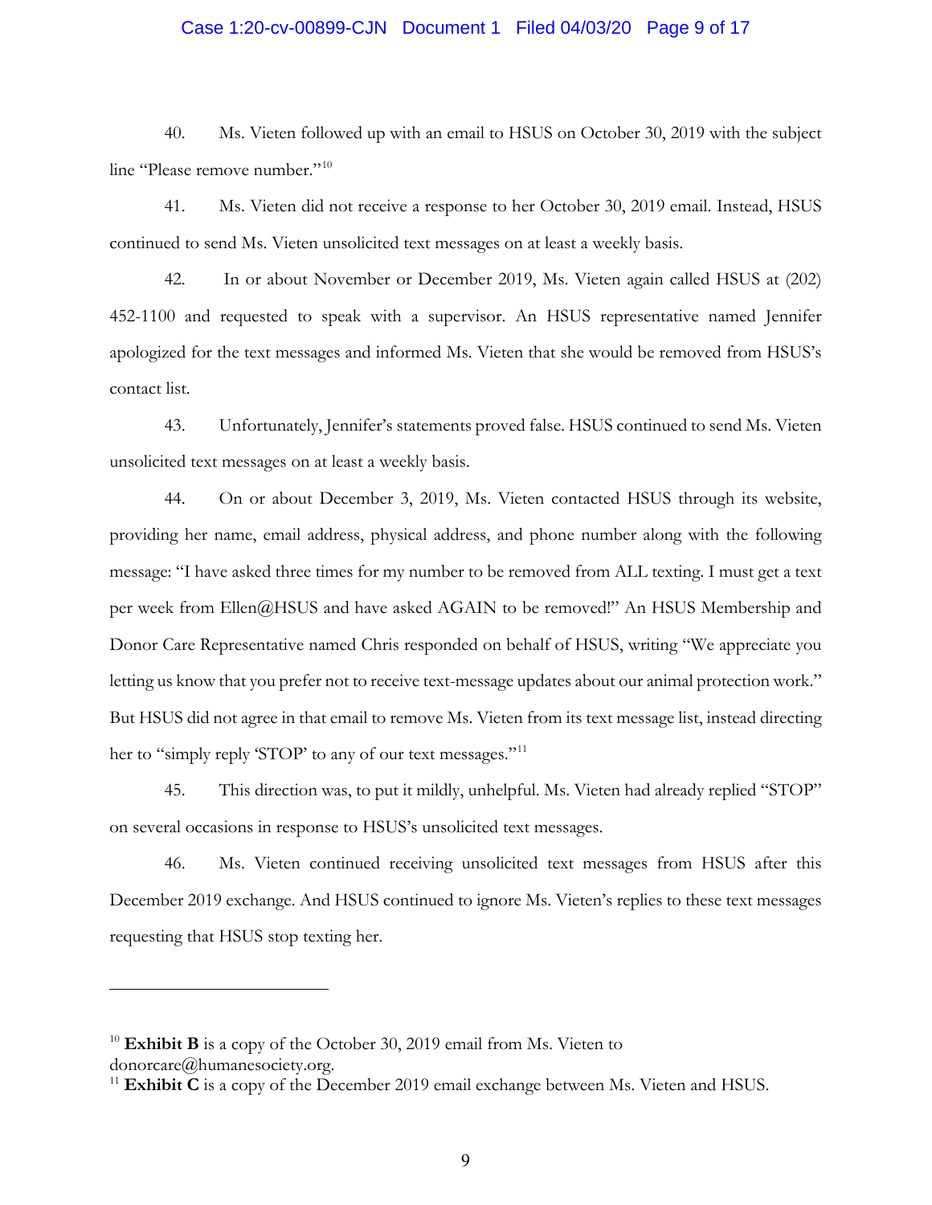40. Ms. Vieten followed up with an email to HSUS on October 30, 2019 with the subject line "Please remove number."[10]

41. Ms. Vieten did not receive a response to her October 30, 2019 email. Instead, HSUS continued to send Ms. Vieten unsolicited text messages on at least a weekly basis.

42. In or about November or December 2019, Ms. Vieten again called HSUS at (202) 452-1100 and requested to speak with a supervisor. An HSUS representative named Jennifer apologized for the text messages and informed Ms. Vieten that she would be removed from HSUS's contact list.

43. Unfortunately, Jennifer's statements proved false. HSUS continued to send Ms. Vieten unsolicited text messages on at least a weekly basis.

44. On or about December 3, 2019, Ms. Vieten contacted HSUS through its website, providing her name, email address, physical address, and phone number along with the following message: "I have asked three times for my number to be removed from ALL texting. I must get a text per week from Ellen@HSUS and have asked AGAIN to be removed!" An HSUS Membership and Donor Care Representative named Chris responded on behalf of HSUS, writing "We appreciate you letting us know that you prefer not to receive text-message updates about our animal protection work." But HSUS did not agree in that email to remove Ms. Vieten from its text message list, instead directing her to "simply reply 'STOP' to any of our text messages."[11]

45. This direction was, to put it mildly, unhelpful. Ms. Vieten had already replied "STOP" on several occasions in response to HSUS's unsolicited text messages.

46. Ms. Vieten continued receiving unsolicited text messages from HSUS after this December 2019 exchange. And HSUS continued to ignore Ms. Vieten's replies to these text messages requesting that HSUS stop texting her.

---

[10] **Exhibit B** is a copy of the October 30, 2019 email from Ms. Vieten to donorcare@humanesociety.org.

[11] **Exhibit C** is a copy of the December 2019 email exchange between Ms. Vieten and HSUS.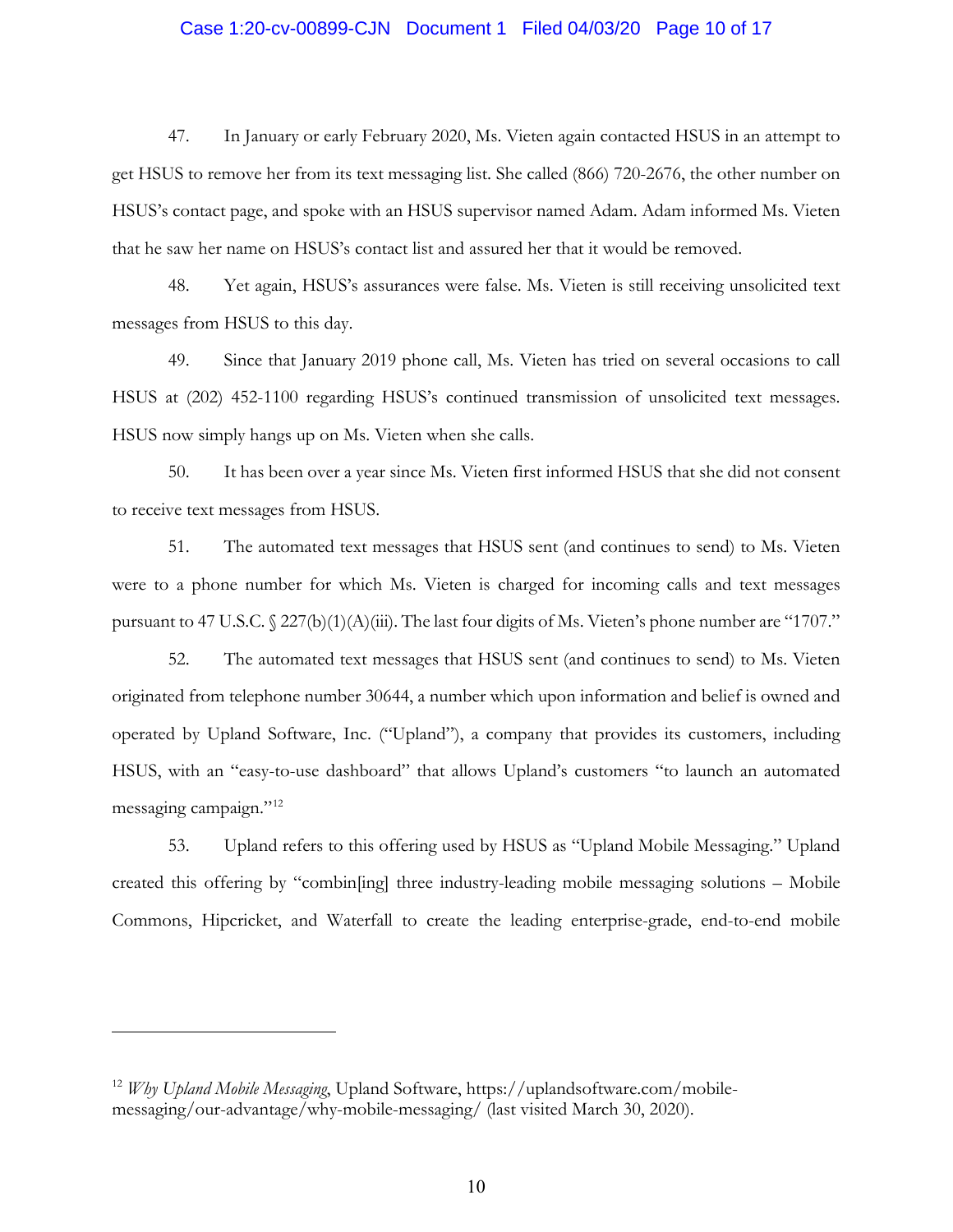47. In January or early February 2020, Ms. Vieten again contacted HSUS in an attempt to get HSUS to remove her from its text messaging list. She called (866) 720-2676, the other number on HSUS's contact page, and spoke with an HSUS supervisor named Adam. Adam informed Ms. Vieten that he saw her name on HSUS's contact list and assured her that it would be removed.

48. Yet again, HSUS's assurances were false. Ms. Vieten is still receiving unsolicited text messages from HSUS to this day.

49. Since that January 2019 phone call, Ms. Vieten has tried on several occasions to call HSUS at (202) 452-1100 regarding HSUS's continued transmission of unsolicited text messages. HSUS now simply hangs up on Ms. Vieten when she calls.

50. It has been over a year since Ms. Vieten first informed HSUS that she did not consent to receive text messages from HSUS.

51. The automated text messages that HSUS sent (and continues to send) to Ms. Vieten were to a phone number for which Ms. Vieten is charged for incoming calls and text messages pursuant to 47 U.S.C. § 227(b)(1)(A)(iii). The last four digits of Ms. Vieten's phone number are "1707."

52. The automated text messages that HSUS sent (and continues to send) to Ms. Vieten originated from telephone number 30644, a number which upon information and belief is owned and operated by Upland Software, Inc. ("Upland"), a company that provides its customers, including HSUS, with an "easy-to-use dashboard" that allows Upland's customers "to launch an automated messaging campaign."[12]

53. Upland refers to this offering used by HSUS as "Upland Mobile Messaging." Upland created this offering by "combin[ing] three industry-leading mobile messaging solutions – Mobile Commons, Hipcricket, and Waterfall to create the leading enterprise-grade, end-to-end mobile

---

[12] *Why Upland Mobile Messaging*, Upland Software, https://uplandsoftware.com/mobile-messaging/our-advantage/why-mobile-messaging/ (last visited March 30, 2020).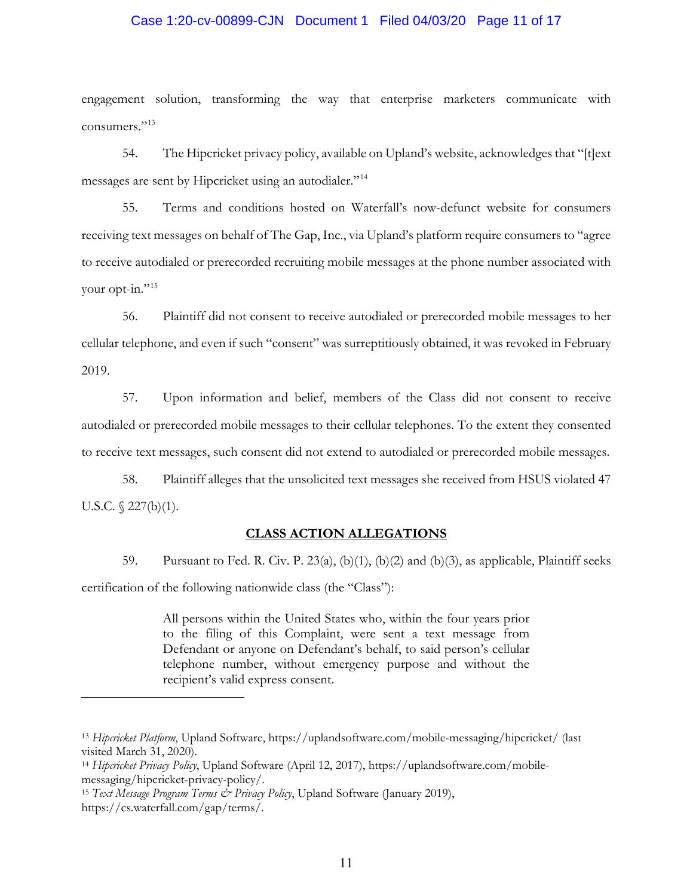engagement solution, transforming the way that enterprise marketers communicate with consumers."[13]

54. The Hipcricket privacy policy, available on Upland's website, acknowledges that "[t]ext messages are sent by Hipcricket using an autodialer."[14]

55. Terms and conditions hosted on Waterfall's now-defunct website for consumers receiving text messages on behalf of The Gap, Inc., via Upland's platform require consumers to "agree to receive autodialed or prerecorded recruiting mobile messages at the phone number associated with your opt-in."[15]

56. Plaintiff did not consent to receive autodialed or prerecorded mobile messages to her cellular telephone, and even if such "consent" was surreptitiously obtained, it was revoked in February 2019.

57. Upon information and belief, members of the Class did not consent to receive autodialed or prerecorded mobile messages to their cellular telephones. To the extent they consented to receive text messages, such consent did not extend to autodialed or prerecorded mobile messages.

58. Plaintiff alleges that the unsolicited text messages she received from HSUS violated 47 U.S.C. § 227(b)(1).

## CLASS ACTION ALLEGATIONS

59. Pursuant to Fed. R. Civ. P. 23(a), (b)(1), (b)(2) and (b)(3), as applicable, Plaintiff seeks certification of the following nationwide class (the "Class"):

> All persons within the United States who, within the four years prior to the filing of this Complaint, were sent a text message from Defendant or anyone on Defendant's behalf, to said person's cellular telephone number, without emergency purpose and without the recipient's valid express consent.

---

[13] *Hipcricket Platform*, Upland Software, https://uplandsoftware.com/mobile-messaging/hipcricket/ (last visited March 31, 2020).

[14] *Hipcricket Privacy Policy*, Upland Software (April 12, 2017), https://uplandsoftware.com/mobile-messaging/hipcricket-privacy-policy/.

[15] *Text Message Program Terms & Privacy Policy*, Upland Software (January 2019), https://cs.waterfall.com/gap/terms/.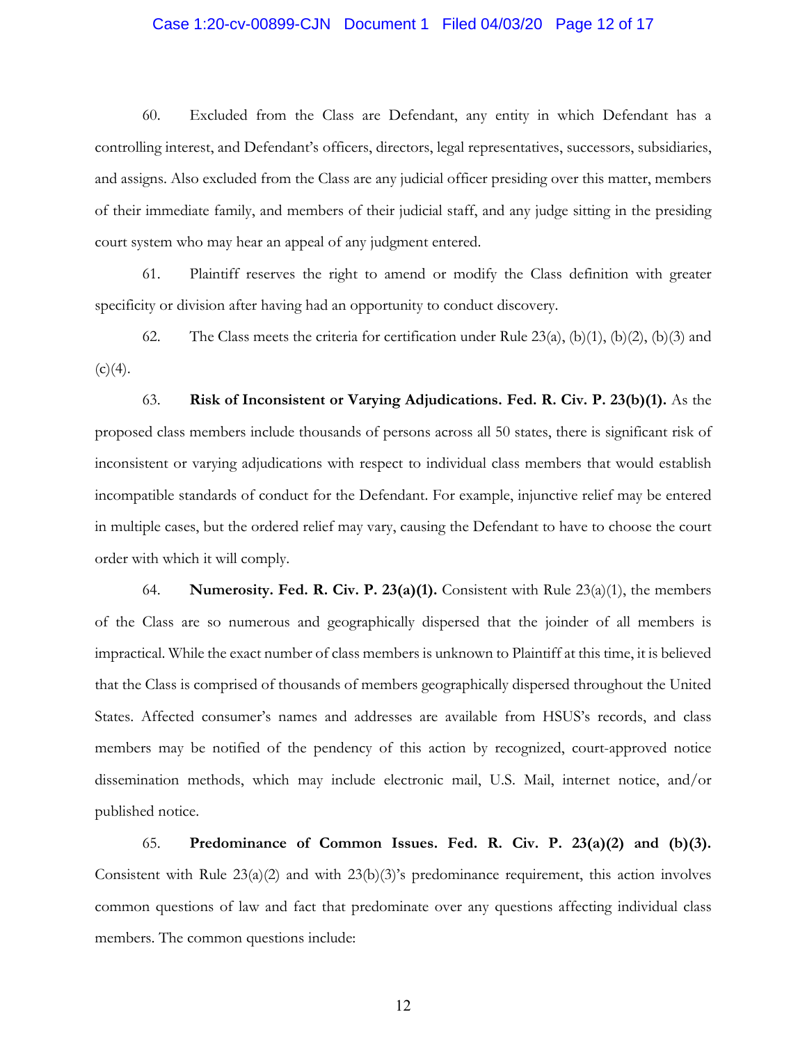60. Excluded from the Class are Defendant, any entity in which Defendant has a controlling interest, and Defendant's officers, directors, legal representatives, successors, subsidiaries, and assigns. Also excluded from the Class are any judicial officer presiding over this matter, members of their immediate family, and members of their judicial staff, and any judge sitting in the presiding court system who may hear an appeal of any judgment entered.

61. Plaintiff reserves the right to amend or modify the Class definition with greater specificity or division after having had an opportunity to conduct discovery.

62. The Class meets the criteria for certification under Rule 23(a), (b)(1), (b)(2), (b)(3) and (c)(4).

63. **Risk of Inconsistent or Varying Adjudications. Fed. R. Civ. P. 23(b)(1).** As the proposed class members include thousands of persons across all 50 states, there is significant risk of inconsistent or varying adjudications with respect to individual class members that would establish incompatible standards of conduct for the Defendant. For example, injunctive relief may be entered in multiple cases, but the ordered relief may vary, causing the Defendant to have to choose the court order with which it will comply.

64. **Numerosity. Fed. R. Civ. P. 23(a)(1).** Consistent with Rule 23(a)(1), the members of the Class are so numerous and geographically dispersed that the joinder of all members is impractical. While the exact number of class members is unknown to Plaintiff at this time, it is believed that the Class is comprised of thousands of members geographically dispersed throughout the United States. Affected consumer's names and addresses are available from HSUS's records, and class members may be notified of the pendency of this action by recognized, court-approved notice dissemination methods, which may include electronic mail, U.S. Mail, internet notice, and/or published notice.

65. **Predominance of Common Issues. Fed. R. Civ. P. 23(a)(2) and (b)(3).** Consistent with Rule 23(a)(2) and with 23(b)(3)'s predominance requirement, this action involves common questions of law and fact that predominate over any questions affecting individual class members. The common questions include: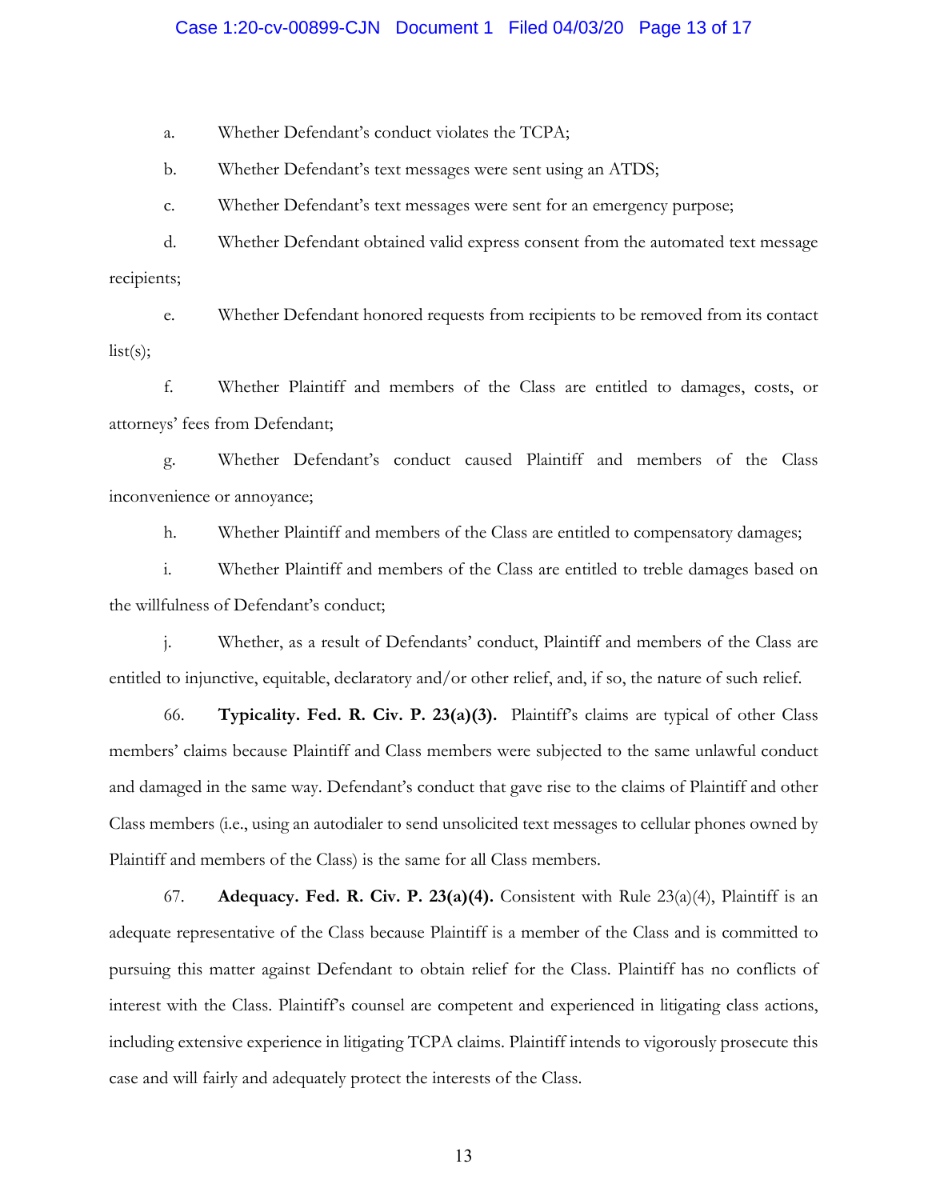a. Whether Defendant's conduct violates the TCPA;

b. Whether Defendant's text messages were sent using an ATDS;

c. Whether Defendant's text messages were sent for an emergency purpose;

d. Whether Defendant obtained valid express consent from the automated text message recipients;

e. Whether Defendant honored requests from recipients to be removed from its contact list(s);

f. Whether Plaintiff and members of the Class are entitled to damages, costs, or attorneys' fees from Defendant;

g. Whether Defendant's conduct caused Plaintiff and members of the Class inconvenience or annoyance;

h. Whether Plaintiff and members of the Class are entitled to compensatory damages;

i. Whether Plaintiff and members of the Class are entitled to treble damages based on the willfulness of Defendant's conduct;

j. Whether, as a result of Defendants' conduct, Plaintiff and members of the Class are entitled to injunctive, equitable, declaratory and/or other relief, and, if so, the nature of such relief.

66. **Typicality. Fed. R. Civ. P. 23(a)(3).** Plaintiff's claims are typical of other Class members' claims because Plaintiff and Class members were subjected to the same unlawful conduct and damaged in the same way. Defendant's conduct that gave rise to the claims of Plaintiff and other Class members (i.e., using an autodialer to send unsolicited text messages to cellular phones owned by Plaintiff and members of the Class) is the same for all Class members.

67. **Adequacy. Fed. R. Civ. P. 23(a)(4).** Consistent with Rule 23(a)(4), Plaintiff is an adequate representative of the Class because Plaintiff is a member of the Class and is committed to pursuing this matter against Defendant to obtain relief for the Class. Plaintiff has no conflicts of interest with the Class. Plaintiff's counsel are competent and experienced in litigating class actions, including extensive experience in litigating TCPA claims. Plaintiff intends to vigorously prosecute this case and will fairly and adequately protect the interests of the Class.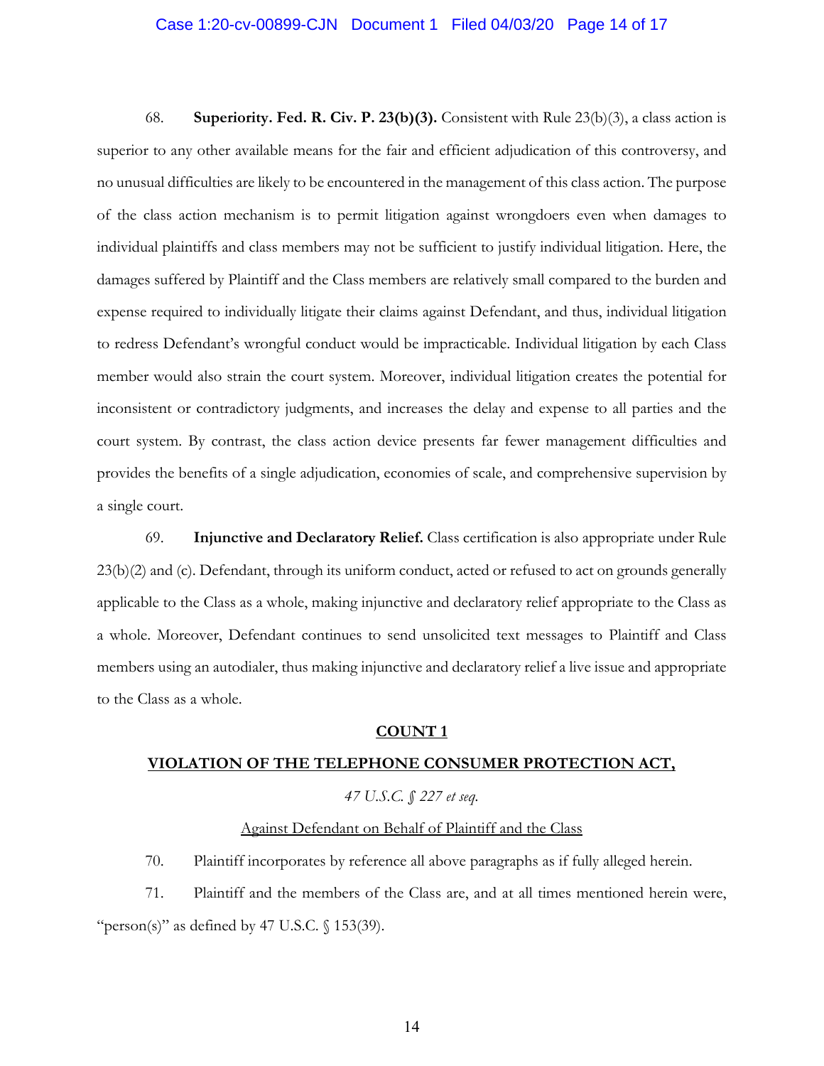68. **Superiority. Fed. R. Civ. P. 23(b)(3).** Consistent with Rule 23(b)(3), a class action is superior to any other available means for the fair and efficient adjudication of this controversy, and no unusual difficulties are likely to be encountered in the management of this class action. The purpose of the class action mechanism is to permit litigation against wrongdoers even when damages to individual plaintiffs and class members may not be sufficient to justify individual litigation. Here, the damages suffered by Plaintiff and the Class members are relatively small compared to the burden and expense required to individually litigate their claims against Defendant, and thus, individual litigation to redress Defendant's wrongful conduct would be impracticable. Individual litigation by each Class member would also strain the court system. Moreover, individual litigation creates the potential for inconsistent or contradictory judgments, and increases the delay and expense to all parties and the court system. By contrast, the class action device presents far fewer management difficulties and provides the benefits of a single adjudication, economies of scale, and comprehensive supervision by a single court.

69. **Injunctive and Declaratory Relief.** Class certification is also appropriate under Rule 23(b)(2) and (c). Defendant, through its uniform conduct, acted or refused to act on grounds generally applicable to the Class as a whole, making injunctive and declaratory relief appropriate to the Class as a whole. Moreover, Defendant continues to send unsolicited text messages to Plaintiff and Class members using an autodialer, thus making injunctive and declaratory relief a live issue and appropriate to the Class as a whole.

## COUNT 1

## VIOLATION OF THE TELEPHONE CONSUMER PROTECTION ACT,

*47 U.S.C. § 227 et seq.*

Against Defendant on Behalf of Plaintiff and the Class

70. Plaintiff incorporates by reference all above paragraphs as if fully alleged herein.

71. Plaintiff and the members of the Class are, and at all times mentioned herein were, "person(s)" as defined by 47 U.S.C. § 153(39).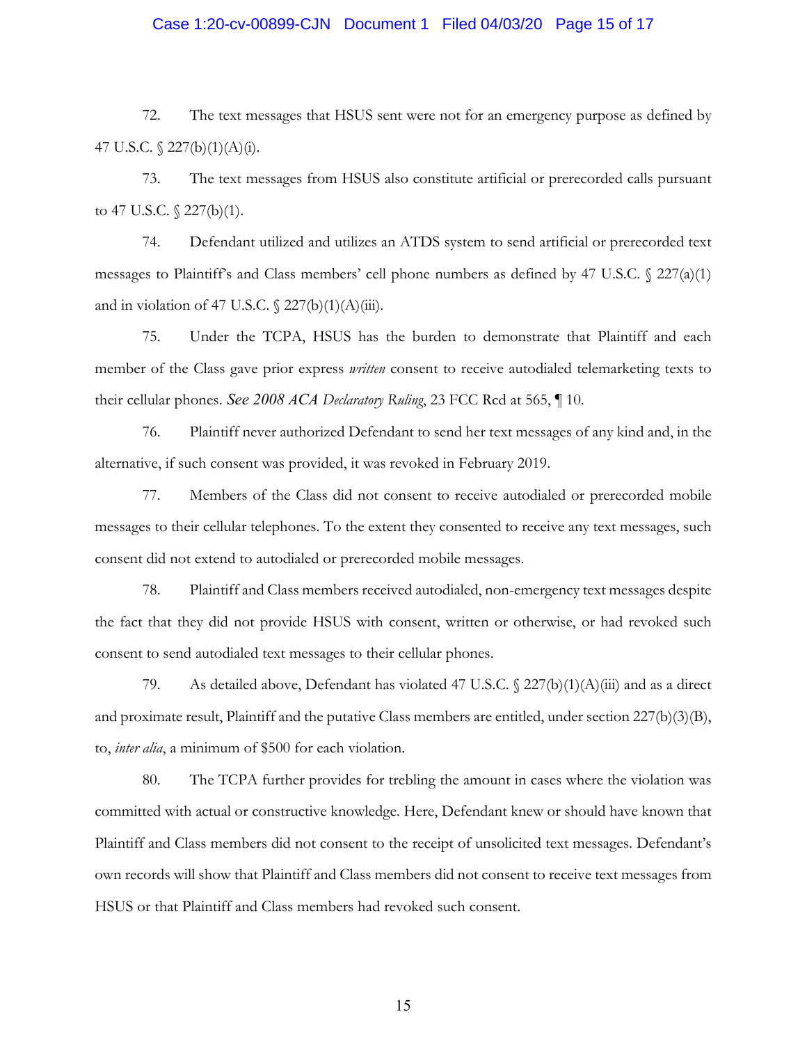72. The text messages that HSUS sent were not for an emergency purpose as defined by 47 U.S.C. § 227(b)(1)(A)(i).

73. The text messages from HSUS also constitute artificial or prerecorded calls pursuant to 47 U.S.C. § 227(b)(1).

74. Defendant utilized and utilizes an ATDS system to send artificial or prerecorded text messages to Plaintiff's and Class members' cell phone numbers as defined by 47 U.S.C. § 227(a)(1) and in violation of 47 U.S.C. § 227(b)(1)(A)(iii).

75. Under the TCPA, HSUS has the burden to demonstrate that Plaintiff and each member of the Class gave prior express *written* consent to receive autodialed telemarketing texts to their cellular phones. *See 2008 ACA Declaratory Ruling*, 23 FCC Rcd at 565, ¶ 10.

76. Plaintiff never authorized Defendant to send her text messages of any kind and, in the alternative, if such consent was provided, it was revoked in February 2019.

77. Members of the Class did not consent to receive autodialed or prerecorded mobile messages to their cellular telephones. To the extent they consented to receive any text messages, such consent did not extend to autodialed or prerecorded mobile messages.

78. Plaintiff and Class members received autodialed, non-emergency text messages despite the fact that they did not provide HSUS with consent, written or otherwise, or had revoked such consent to send autodialed text messages to their cellular phones.

79. As detailed above, Defendant has violated 47 U.S.C. § 227(b)(1)(A)(iii) and as a direct and proximate result, Plaintiff and the putative Class members are entitled, under section 227(b)(3)(B), to, *inter alia*, a minimum of $500 for each violation.

80. The TCPA further provides for trebling the amount in cases where the violation was committed with actual or constructive knowledge. Here, Defendant knew or should have known that Plaintiff and Class members did not consent to the receipt of unsolicited text messages. Defendant's own records will show that Plaintiff and Class members did not consent to receive text messages from HSUS or that Plaintiff and Class members had revoked such consent.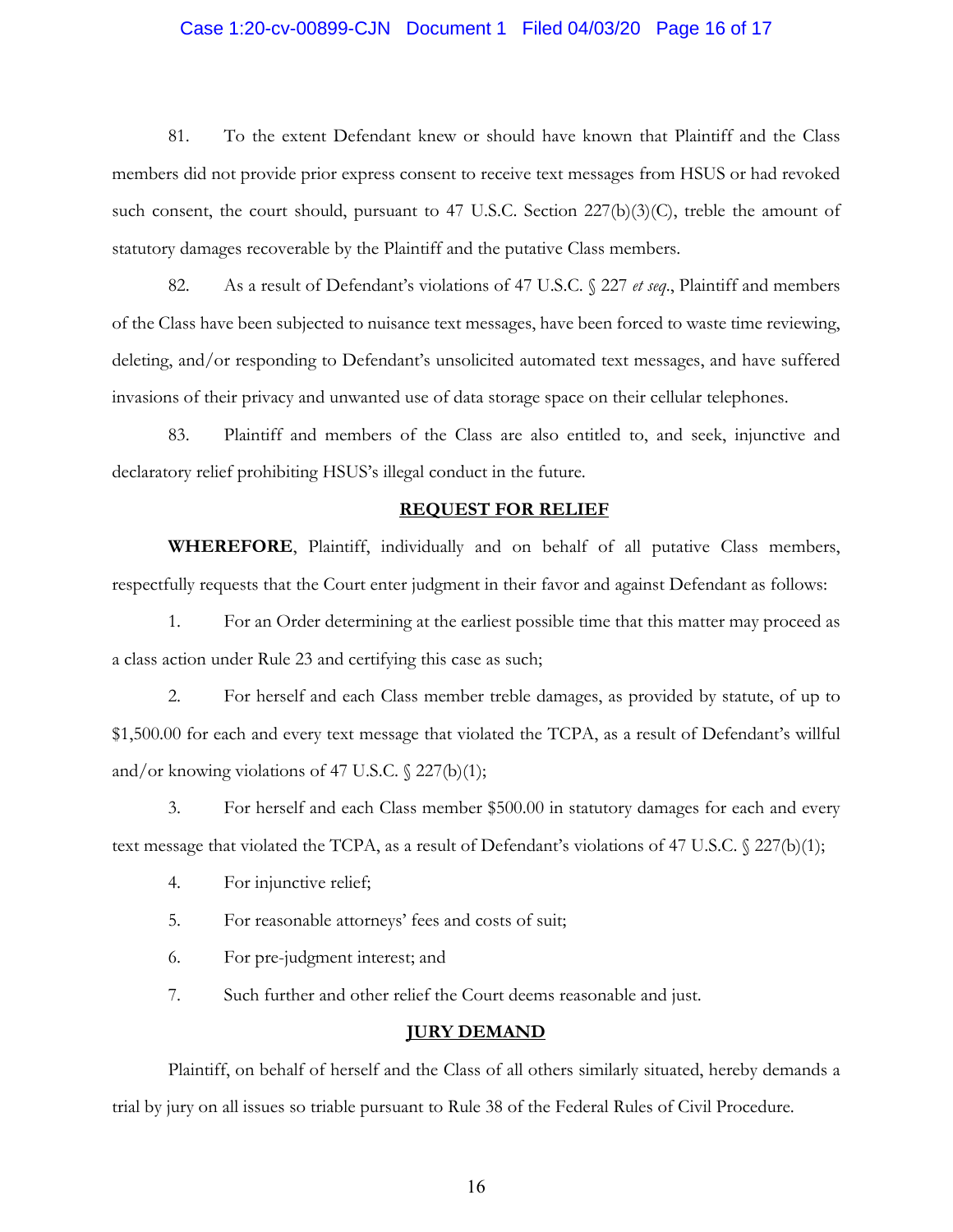81. To the extent Defendant knew or should have known that Plaintiff and the Class members did not provide prior express consent to receive text messages from HSUS or had revoked such consent, the court should, pursuant to 47 U.S.C. Section 227(b)(3)(C), treble the amount of statutory damages recoverable by the Plaintiff and the putative Class members.

82. As a result of Defendant's violations of 47 U.S.C. § 227 *et seq*., Plaintiff and members of the Class have been subjected to nuisance text messages, have been forced to waste time reviewing, deleting, and/or responding to Defendant's unsolicited automated text messages, and have suffered invasions of their privacy and unwanted use of data storage space on their cellular telephones.

83. Plaintiff and members of the Class are also entitled to, and seek, injunctive and declaratory relief prohibiting HSUS's illegal conduct in the future.

## REQUEST FOR RELIEF

**WHEREFORE**, Plaintiff, individually and on behalf of all putative Class members, respectfully requests that the Court enter judgment in their favor and against Defendant as follows:

1. For an Order determining at the earliest possible time that this matter may proceed as a class action under Rule 23 and certifying this case as such;

2. For herself and each Class member treble damages, as provided by statute, of up to $1,500.00 for each and every text message that violated the TCPA, as a result of Defendant's willful and/or knowing violations of 47 U.S.C. § 227(b)(1);

3. For herself and each Class member $500.00 in statutory damages for each and every text message that violated the TCPA, as a result of Defendant's violations of 47 U.S.C. § 227(b)(1);

4. For injunctive relief;

5. For reasonable attorneys' fees and costs of suit;

6. For pre-judgment interest; and

7. Such further and other relief the Court deems reasonable and just.

## JURY DEMAND

Plaintiff, on behalf of herself and the Class of all others similarly situated, hereby demands a trial by jury on all issues so triable pursuant to Rule 38 of the Federal Rules of Civil Procedure.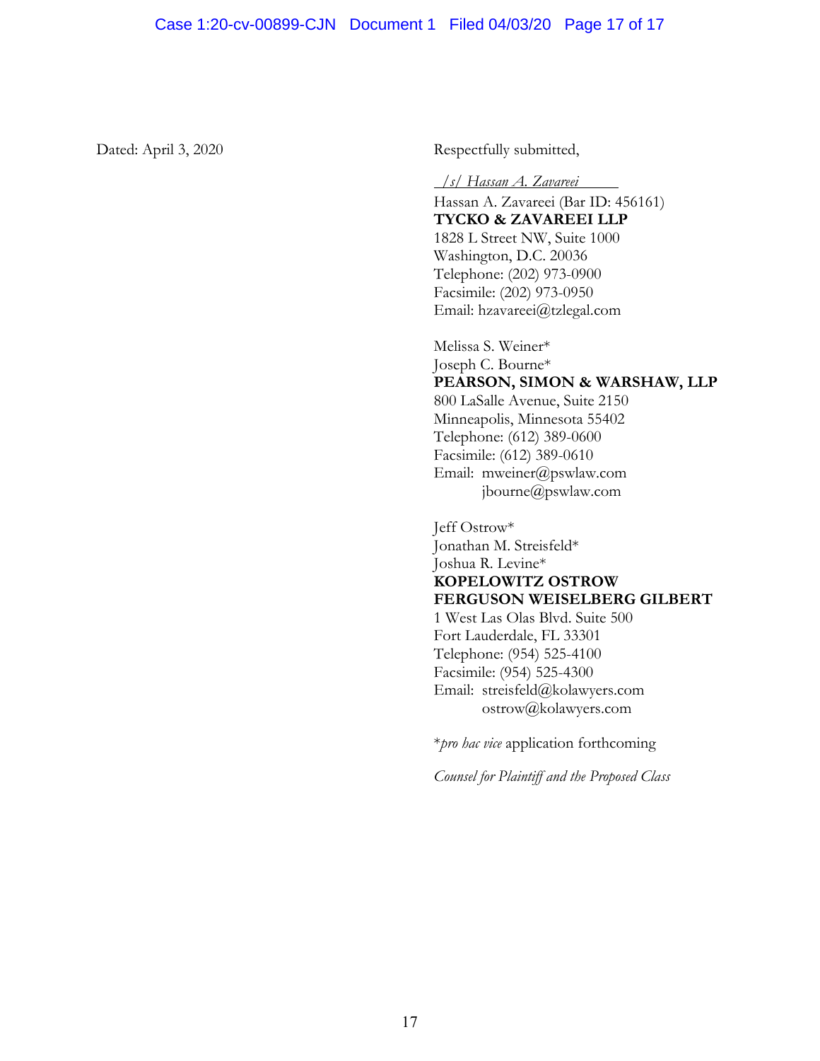Dated: April 3, 2020

Respectfully submitted,

*/s/ Hassan A. Zavareei*

Hassan A. Zavareei (Bar ID: 456161)
**TYCKO & ZAVAREEI LLP**
1828 L Street NW, Suite 1000
Washington, D.C. 20036
Telephone: (202) 973-0900
Facsimile: (202) 973-0950
Email: hzavareei@tzlegal.com

Melissa S. Weiner*
Joseph C. Bourne*
**PEARSON, SIMON & WARSHAW, LLP**
800 LaSalle Avenue, Suite 2150
Minneapolis, Minnesota 55402
Telephone: (612) 389-0600
Facsimile: (612) 389-0610
Email: mweiner@pswlaw.com
jbourne@pswlaw.com

Jeff Ostrow*
Jonathan M. Streisfeld*
Joshua R. Levine*
**KOPELOWITZ OSTROW FERGUSON WEISELBERG GILBERT**
1 West Las Olas Blvd. Suite 500
Fort Lauderdale, FL 33301
Telephone: (954) 525-4100
Facsimile: (954) 525-4300
Email: streisfeld@kolawyers.com
ostrow@kolawyers.com

**pro hac vice* application forthcoming

*Counsel for Plaintiff and the Proposed Class*